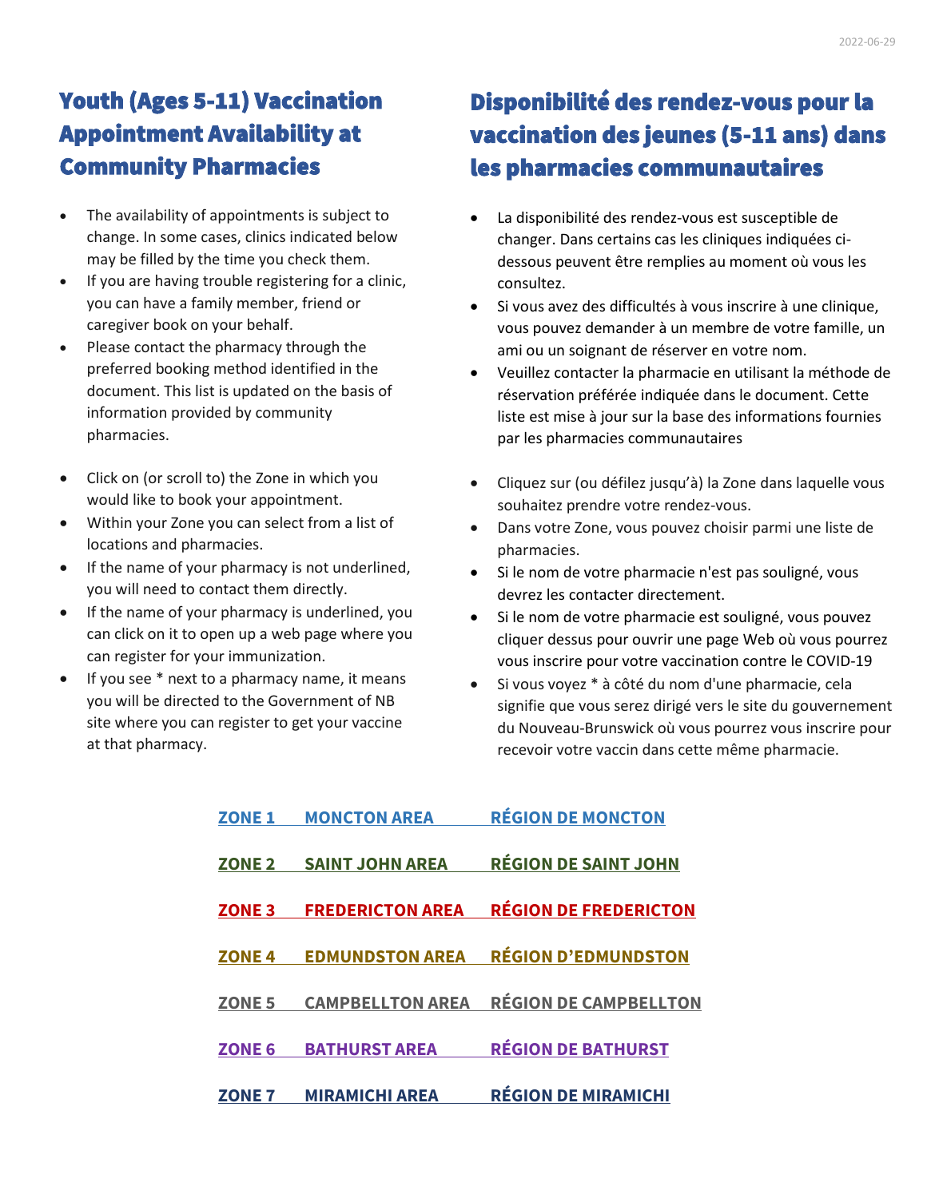# Youth (Ages 5-11) Vaccination Appointment Availability at Community Pharmacies

- The availability of appointments is subject to change. In some cases, clinics indicated below may be filled by the time you check them.
- If you are having trouble registering for a clinic, you can have a family member, friend or caregiver book on your behalf.
- Please contact the pharmacy through the preferred booking method identified in the document. This list is updated on the basis of information provided by community pharmacies.

- Click on (or scroll to) the Zone in which you would like to book your appointment.
- Within your Zone you can select from a list of locations and pharmacies.
- If the name of your pharmacy is not underlined, you will need to contact them directly.
- If the name of your pharmacy is underlined, you can click on it to open up a web page where you can register for your immunization.
- If you see * next to a pharmacy name, it means you will be directed to the Government of NB site where you can register to get your vaccine at that pharmacy.

# Disponibilité des rendez-vous pour la vaccination des jeunes (5-11 ans) dans les pharmacies communautaires

- La disponibilité des rendez-vous est susceptible de changer. Dans certains cas les cliniques indiquées ci-dessous peuvent être remplies au moment où vous les consultez.
- Si vous avez des difficultés à vous inscrire à une clinique, vous pouvez demander à un membre de votre famille, un ami ou un soignant de réserver en votre nom.
- Veuillez contacter la pharmacie en utilisant la méthode de réservation préférée indiquée dans le document. Cette liste est mise à jour sur la base des informations fournies par les pharmacies communautaires

- Cliquez sur (ou défilez jusqu'à) la Zone dans laquelle vous souhaitez prendre votre rendez-vous.
- Dans votre Zone, vous pouvez choisir parmi une liste de pharmacies.
- Si le nom de votre pharmacie n'est pas souligné, vous devrez les contacter directement.
- Si le nom de votre pharmacie est souligné, vous pouvez cliquer dessus pour ouvrir une page Web où vous pourrez vous inscrire pour votre vaccination contre le COVID-19
- Si vous voyez * à côté du nom d'une pharmacie, cela signifie que vous serez dirigé vers le site du gouvernement du Nouveau-Brunswick où vous pourrez vous inscrire pour recevoir votre vaccin dans cette même pharmacie.

**ZONE 1 MONCTON AREA RÉGION DE MONCTON**

**ZONE 2 SAINT JOHN AREA RÉGION DE SAINT JOHN**

**ZONE 3 FREDERICTON AREA RÉGION DE FREDERICTON**

**ZONE 4 EDMUNDSTON AREA RÉGION D'EDMUNDSTON**

**ZONE 5 CAMPBELLTON AREA RÉGION DE CAMPBELLTON**

**ZONE 6 BATHURST AREA RÉGION DE BATHURST**

**ZONE 7 MIRAMICHI AREA RÉGION DE MIRAMICHI**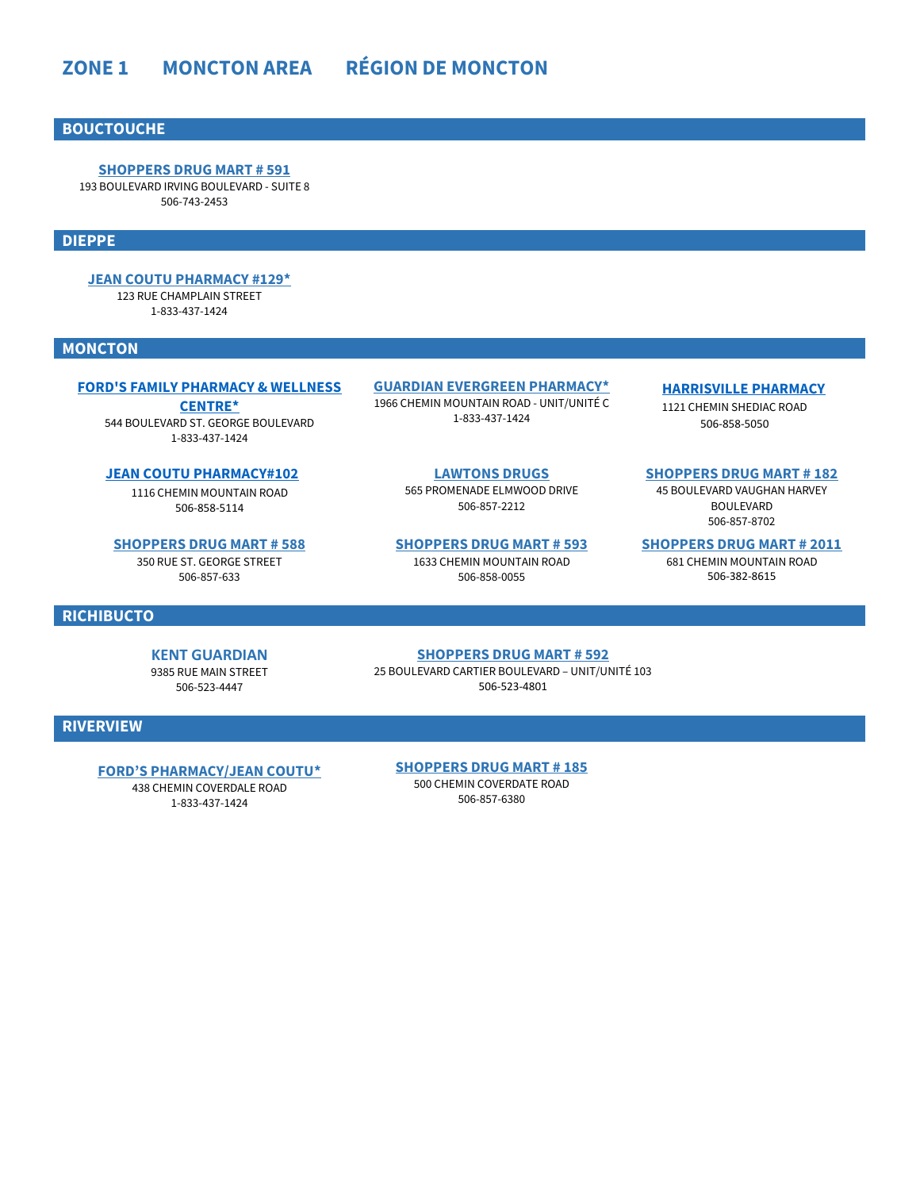# ZONE 1 MONCTON AREA RÉGION DE MONCTON

## BOUCTOUCHE

**SHOPPERS DRUG MART # 591**
193 BOULEVARD IRVING BOULEVARD - SUITE 8
506-743-2453

## DIEPPE

**JEAN COUTU PHARMACY #129***
123 RUE CHAMPLAIN STREET
1-833-437-1424

## MONCTON

**FORD'S FAMILY PHARMACY & WELLNESS CENTRE***
544 BOULEVARD ST. GEORGE BOULEVARD
1-833-437-1424

**GUARDIAN EVERGREEN PHARMACY***
1966 CHEMIN MOUNTAIN ROAD - UNIT/UNITÉ C
1-833-437-1424

**HARRISVILLE PHARMACY**
1121 CHEMIN SHEDIAC ROAD
506-858-5050

**JEAN COUTU PHARMACY#102**
1116 CHEMIN MOUNTAIN ROAD
506-858-5114

**LAWTONS DRUGS**
565 PROMENADE ELMWOOD DRIVE
506-857-2212

**SHOPPERS DRUG MART # 182**
45 BOULEVARD VAUGHAN HARVEY BOULEVARD
506-857-8702

**SHOPPERS DRUG MART # 588**
350 RUE ST. GEORGE STREET
506-857-633

**SHOPPERS DRUG MART # 593**
1633 CHEMIN MOUNTAIN ROAD
506-858-0055

**SHOPPERS DRUG MART # 2011**
681 CHEMIN MOUNTAIN ROAD
506-382-8615

## RICHIBUCTO

**KENT GUARDIAN**
9385 RUE MAIN STREET
506-523-4447

**SHOPPERS DRUG MART # 592**
25 BOULEVARD CARTIER BOULEVARD – UNIT/UNITÉ 103
506-523-4801

## RIVERVIEW

**FORD'S PHARMACY/JEAN COUTU***
438 CHEMIN COVERDALE ROAD
1-833-437-1424

**SHOPPERS DRUG MART # 185**
500 CHEMIN COVERDATE ROAD
506-857-6380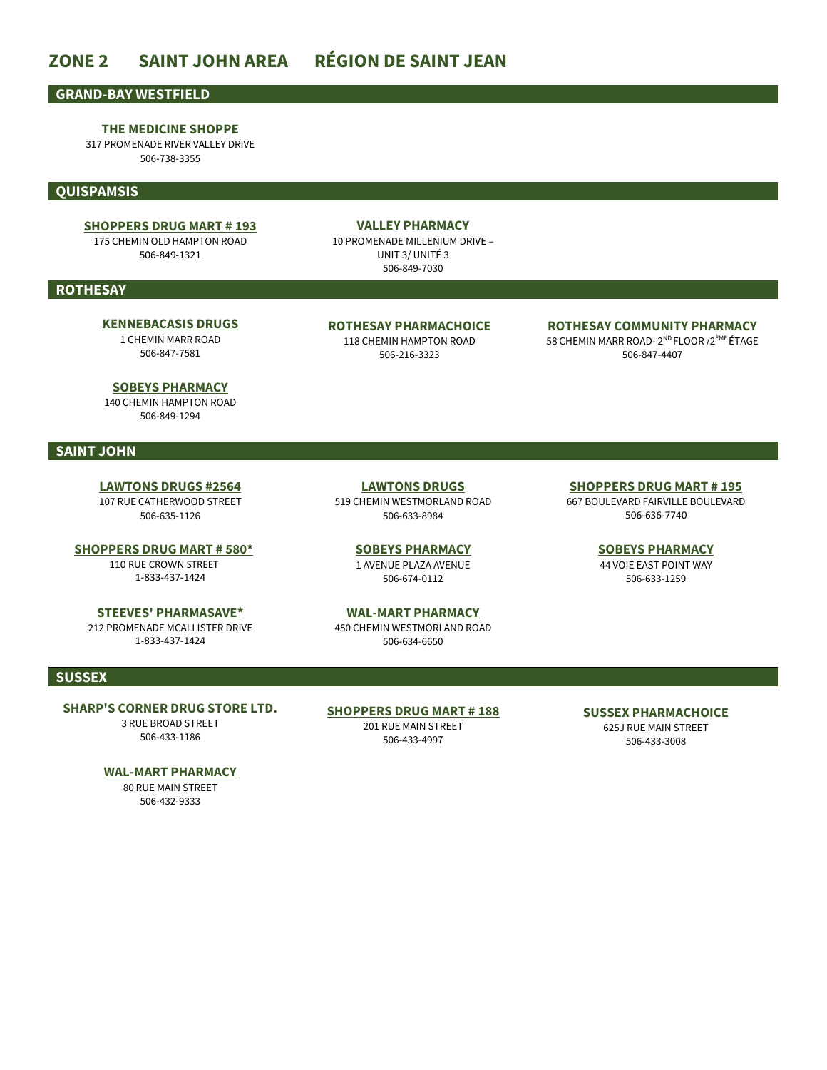# ZONE 2 SAINT JOHN AREA RÉGION DE SAINT JEAN

## GRAND-BAY WESTFIELD

**THE MEDICINE SHOPPE**
317 PROMENADE RIVER VALLEY DRIVE
506-738-3355

## QUISPAMSIS

**SHOPPERS DRUG MART # 193**
175 CHEMIN OLD HAMPTON ROAD
506-849-1321

**VALLEY PHARMACY**
10 PROMENADE MILLENIUM DRIVE – UNIT 3/ UNITÉ 3
506-849-7030

## ROTHESAY

**KENNEBACASIS DRUGS**
1 CHEMIN MARR ROAD
506-847-7581

**ROTHESAY PHARMACHOICE**
118 CHEMIN HAMPTON ROAD
506-216-3323

**ROTHESAY COMMUNITY PHARMACY**
58 CHEMIN MARR ROAD- 2ND FLOOR /2ÈME ÉTAGE
506-847-4407

**SOBEYS PHARMACY**
140 CHEMIN HAMPTON ROAD
506-849-1294

## SAINT JOHN

**LAWTONS DRUGS #2564**
107 RUE CATHERWOOD STREET
506-635-1126

**LAWTONS DRUGS**
519 CHEMIN WESTMORLAND ROAD
506-633-8984

**SHOPPERS DRUG MART # 195**
667 BOULEVARD FAIRVILLE BOULEVARD
506-636-7740

**SHOPPERS DRUG MART # 580***
110 RUE CROWN STREET
1-833-437-1424

**SOBEYS PHARMACY**
1 AVENUE PLAZA AVENUE
506-674-0112

**SOBEYS PHARMACY**
44 VOIE EAST POINT WAY
506-633-1259

**STEEVES' PHARMASAVE***
212 PROMENADE MCALLISTER DRIVE
1-833-437-1424

**WAL-MART PHARMACY**
450 CHEMIN WESTMORLAND ROAD
506-634-6650

## SUSSEX

**SHARP'S CORNER DRUG STORE LTD.**
3 RUE BROAD STREET
506-433-1186

**SHOPPERS DRUG MART # 188**
201 RUE MAIN STREET
506-433-4997

**SUSSEX PHARMACHOICE**
625J RUE MAIN STREET
506-433-3008

**WAL-MART PHARMACY**
80 RUE MAIN STREET
506-432-9333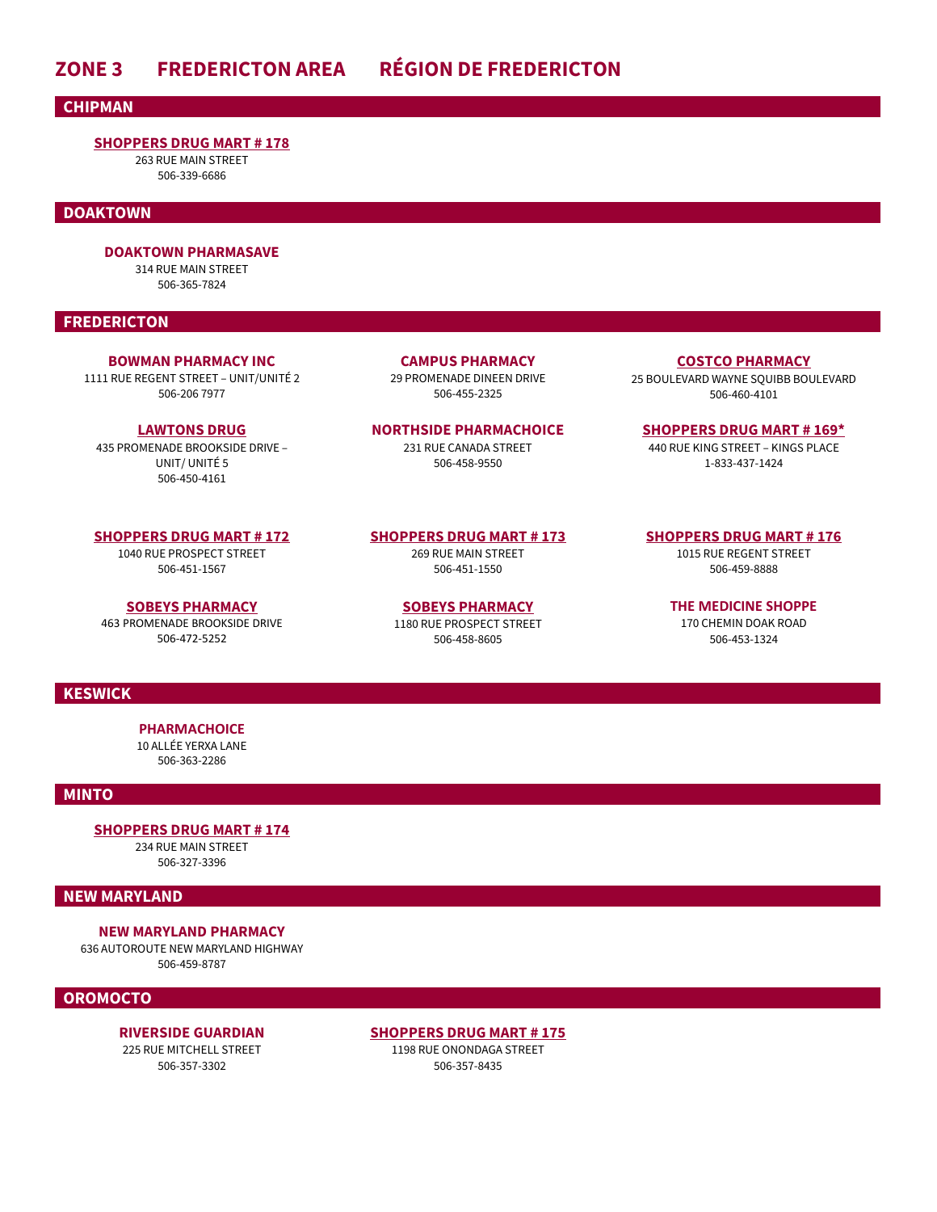# ZONE 3 FREDERICTON AREA RÉGION DE FREDERICTON

## CHIPMAN

**SHOPPERS DRUG MART # 178**
263 RUE MAIN STREET
506-339-6686

## DOAKTOWN

**DOAKTOWN PHARMASAVE**
314 RUE MAIN STREET
506-365-7824

## FREDERICTON

**BOWMAN PHARMACY INC**
1111 RUE REGENT STREET – UNIT/UNITÉ 2
506-206 7977

**CAMPUS PHARMACY**
29 PROMENADE DINEEN DRIVE
506-455-2325

**COSTCO PHARMACY**
25 BOULEVARD WAYNE SQUIBB BOULEVARD
506-460-4101

**LAWTONS DRUG**
435 PROMENADE BROOKSIDE DRIVE – UNIT/ UNITÉ 5
506-450-4161

**NORTHSIDE PHARMACHOICE**
231 RUE CANADA STREET
506-458-9550

**SHOPPERS DRUG MART # 169***
440 RUE KING STREET – KINGS PLACE
1-833-437-1424

**SHOPPERS DRUG MART # 172**
1040 RUE PROSPECT STREET
506-451-1567

**SHOPPERS DRUG MART # 173**
269 RUE MAIN STREET
506-451-1550

**SHOPPERS DRUG MART # 176**
1015 RUE REGENT STREET
506-459-8888

**SOBEYS PHARMACY**
463 PROMENADE BROOKSIDE DRIVE
506-472-5252

**SOBEYS PHARMACY**
1180 RUE PROSPECT STREET
506-458-8605

**THE MEDICINE SHOPPE**
170 CHEMIN DOAK ROAD
506-453-1324

## KESWICK

**PHARMACHOICE**
10 ALLÉE YERXA LANE
506-363-2286

## MINTO

**SHOPPERS DRUG MART # 174**
234 RUE MAIN STREET
506-327-3396

## NEW MARYLAND

**NEW MARYLAND PHARMACY**
636 AUTOROUTE NEW MARYLAND HIGHWAY
506-459-8787

## OROMOCTO

**RIVERSIDE GUARDIAN**
225 RUE MITCHELL STREET
506-357-3302

**SHOPPERS DRUG MART # 175**
1198 RUE ONONDAGA STREET
506-357-8435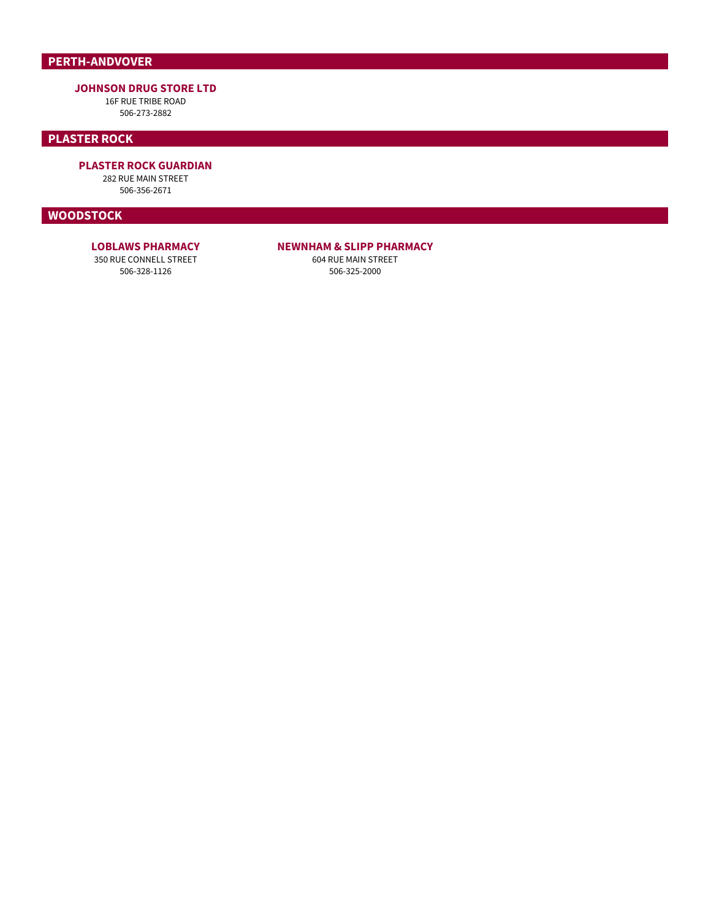## PERTH-ANDVOVER

**JOHNSON DRUG STORE LTD**
16F RUE TRIBE ROAD
506-273-2882

## PLASTER ROCK

**PLASTER ROCK GUARDIAN**
282 RUE MAIN STREET
506-356-2671

## WOODSTOCK

**LOBLAWS PHARMACY**
350 RUE CONNELL STREET
506-328-1126

**NEWNHAM & SLIPP PHARMACY**
604 RUE MAIN STREET
506-325-2000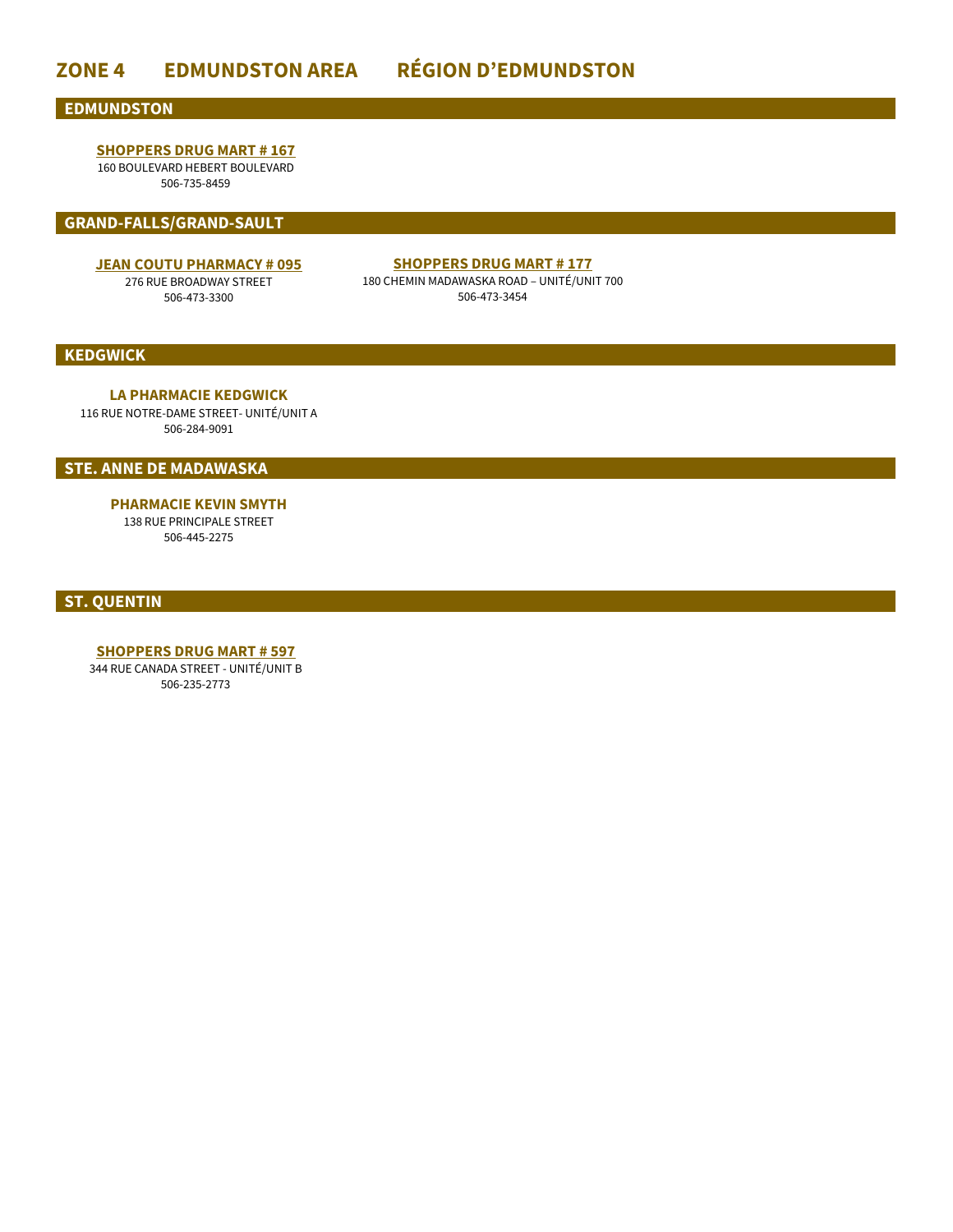# ZONE 4 EDMUNDSTON AREA RÉGION D'EDMUNDSTON

## EDMUNDSTON

**SHOPPERS DRUG MART # 167**
160 BOULEVARD HEBERT BOULEVARD
506-735-8459

## GRAND-FALLS/GRAND-SAULT

**JEAN COUTU PHARMACY # 095**
276 RUE BROADWAY STREET
506-473-3300

**SHOPPERS DRUG MART # 177**
180 CHEMIN MADAWASKA ROAD – UNITÉ/UNIT 700
506-473-3454

## KEDGWICK

**LA PHARMACIE KEDGWICK**
116 RUE NOTRE-DAME STREET- UNITÉ/UNIT A
506-284-9091

## STE. ANNE DE MADAWASKA

**PHARMACIE KEVIN SMYTH**
138 RUE PRINCIPALE STREET
506-445-2275

## ST. QUENTIN

**SHOPPERS DRUG MART # 597**
344 RUE CANADA STREET - UNITÉ/UNIT B
506-235-2773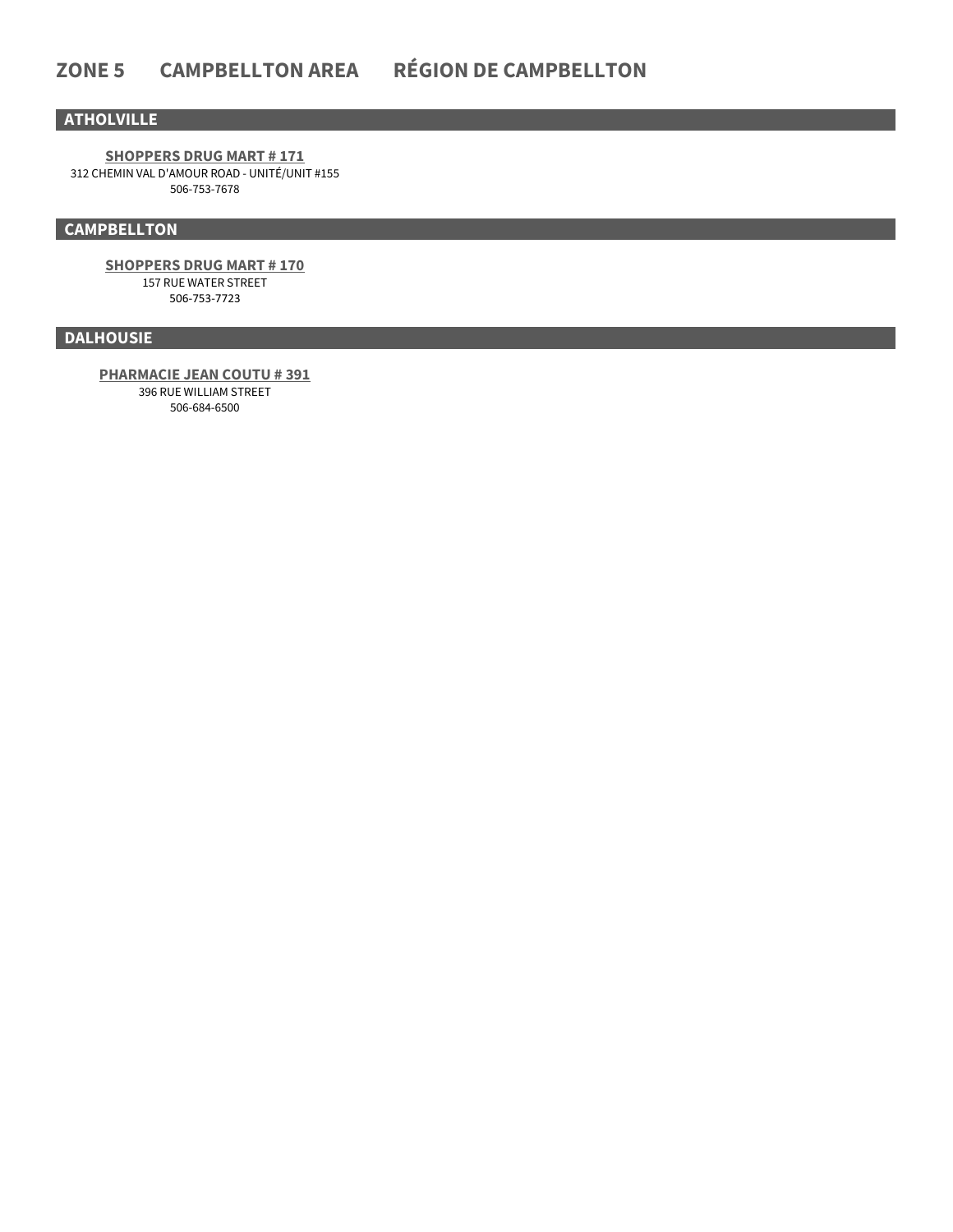# ZONE 5 CAMPBELLTON AREA RÉGION DE CAMPBELLTON

## ATHOLVILLE

**SHOPPERS DRUG MART # 171**
312 CHEMIN VAL D'AMOUR ROAD - UNITÉ/UNIT #155
506-753-7678

## CAMPBELLTON

**SHOPPERS DRUG MART # 170**
157 RUE WATER STREET
506-753-7723

## DALHOUSIE

**PHARMACIE JEAN COUTU # 391**
396 RUE WILLIAM STREET
506-684-6500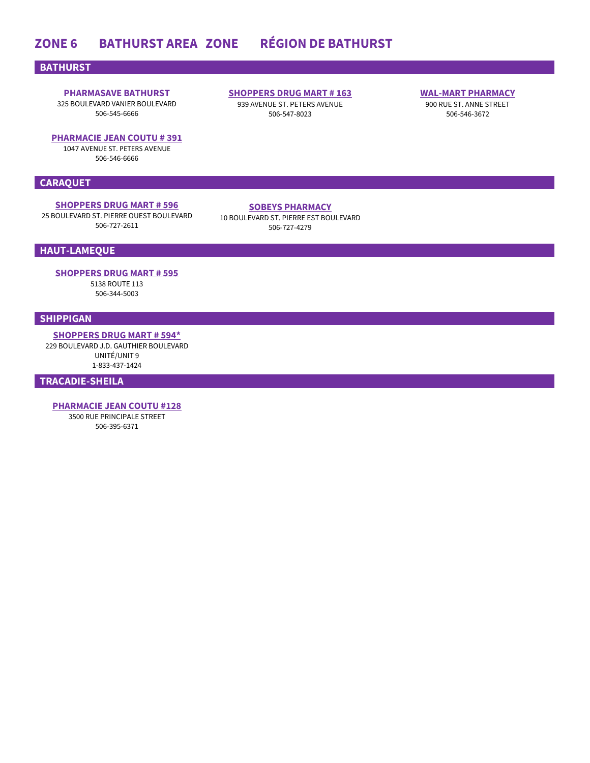# ZONE 6 BATHURST AREA ZONE RÉGION DE BATHURST

## BATHURST

**PHARMASAVE BATHURST**
325 BOULEVARD VANIER BOULEVARD
506-545-6666

**SHOPPERS DRUG MART # 163**
939 AVENUE ST. PETERS AVENUE
506-547-8023

**WAL-MART PHARMACY**
900 RUE ST. ANNE STREET
506-546-3672

**PHARMACIE JEAN COUTU # 391**
1047 AVENUE ST. PETERS AVENUE
506-546-6666

## CARAQUET

**SHOPPERS DRUG MART # 596**
25 BOULEVARD ST. PIERRE OUEST BOULEVARD
506-727-2611

**SOBEYS PHARMACY**
10 BOULEVARD ST. PIERRE EST BOULEVARD
506-727-4279

## HAUT-LAMEQUE

**SHOPPERS DRUG MART # 595**
5138 ROUTE 113
506-344-5003

## SHIPPIGAN

**SHOPPERS DRUG MART # 594***
229 BOULEVARD J.D. GAUTHIER BOULEVARD
UNITÉ/UNIT 9
1-833-437-1424

## TRACADIE-SHEILA

**PHARMACIE JEAN COUTU #128**
3500 RUE PRINCIPALE STREET
506-395-6371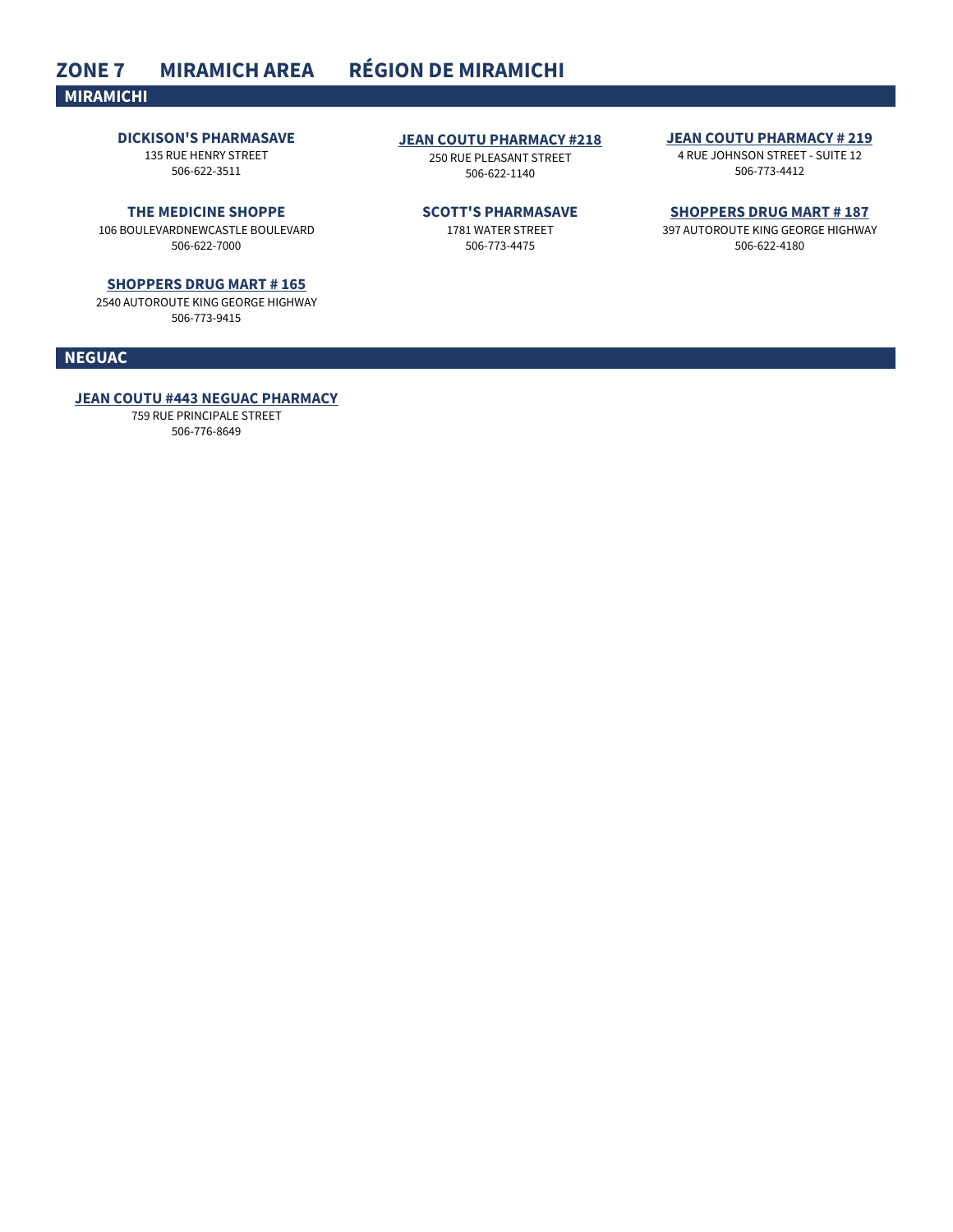# ZONE 7 MIRAMICH AREA RÉGION DE MIRAMICHI

## MIRAMICHI

**DICKISON'S PHARMASAVE**
135 RUE HENRY STREET
506-622-3511

**JEAN COUTU PHARMACY #218**
250 RUE PLEASANT STREET
506-622-1140

**JEAN COUTU PHARMACY # 219**
4 RUE JOHNSON STREET - SUITE 12
506-773-4412

**THE MEDICINE SHOPPE**
106 BOULEVARDNEWCASTLE BOULEVARD
506-622-7000

**SCOTT'S PHARMASAVE**
1781 WATER STREET
506-773-4475

**SHOPPERS DRUG MART # 187**
397 AUTOROUTE KING GEORGE HIGHWAY
506-622-4180

**SHOPPERS DRUG MART # 165**
2540 AUTOROUTE KING GEORGE HIGHWAY
506-773-9415

## NEGUAC

**JEAN COUTU #443 NEGUAC PHARMACY**
759 RUE PRINCIPALE STREET
506-776-8649